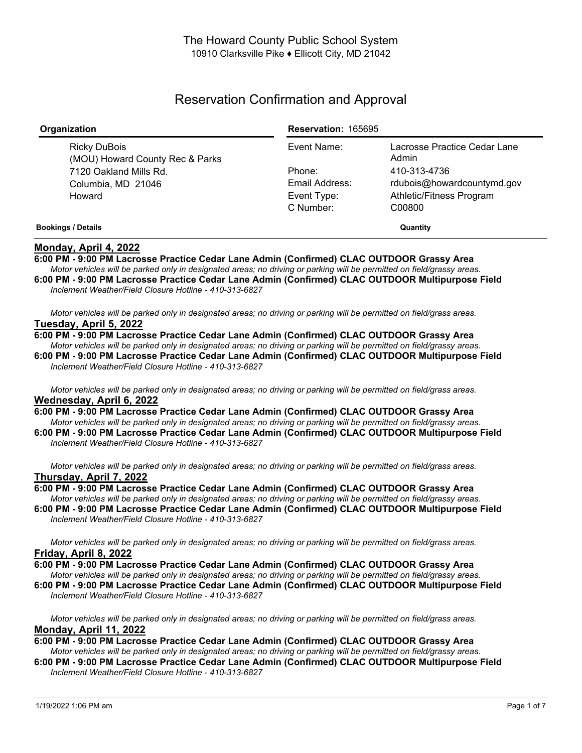# The Howard County Public School System

10910 Clarksville Pike ♦ Ellicott City, MD 21042

## Reservation Confirmation and Approval

| Organization | Reservation: 165695 | |
|---|---|---|
| Ricky DuBois<br>(MOU) Howard County Rec & Parks<br>7120 Oakland Mills Rd.<br>Columbia, MD 21046<br>Howard | Event Name: | Lacrosse Practice Cedar Lane Admin |
| | Phone: | 410-313-4736 |
| | Email Address: | rdubois@howardcountymd.gov |
| | Event Type: | Athletic/Fitness Program |
| | C Number: | C00800 |

**Bookings / Details** **Quantity**

**Monday, April 4, 2022**

**6:00 PM - 9:00 PM Lacrosse Practice Cedar Lane Admin (Confirmed) CLAC OUTDOOR Grassy Area**
*Motor vehicles will be parked only in designated areas; no driving or parking will be permitted on field/grassy areas.*

**6:00 PM - 9:00 PM Lacrosse Practice Cedar Lane Admin (Confirmed) CLAC OUTDOOR Multipurpose Field**
*Inclement Weather/Field Closure Hotline - 410-313-6827*

*Motor vehicles will be parked only in designated areas; no driving or parking will be permitted on field/grass areas.*

**Tuesday, April 5, 2022**

**6:00 PM - 9:00 PM Lacrosse Practice Cedar Lane Admin (Confirmed) CLAC OUTDOOR Grassy Area**
*Motor vehicles will be parked only in designated areas; no driving or parking will be permitted on field/grassy areas.*

**6:00 PM - 9:00 PM Lacrosse Practice Cedar Lane Admin (Confirmed) CLAC OUTDOOR Multipurpose Field**
*Inclement Weather/Field Closure Hotline - 410-313-6827*

*Motor vehicles will be parked only in designated areas; no driving or parking will be permitted on field/grass areas.*

**Wednesday, April 6, 2022**

**6:00 PM - 9:00 PM Lacrosse Practice Cedar Lane Admin (Confirmed) CLAC OUTDOOR Grassy Area**
*Motor vehicles will be parked only in designated areas; no driving or parking will be permitted on field/grassy areas.*

**6:00 PM - 9:00 PM Lacrosse Practice Cedar Lane Admin (Confirmed) CLAC OUTDOOR Multipurpose Field**
*Inclement Weather/Field Closure Hotline - 410-313-6827*

*Motor vehicles will be parked only in designated areas; no driving or parking will be permitted on field/grass areas.*

**Thursday, April 7, 2022**

**6:00 PM - 9:00 PM Lacrosse Practice Cedar Lane Admin (Confirmed) CLAC OUTDOOR Grassy Area**
*Motor vehicles will be parked only in designated areas; no driving or parking will be permitted on field/grassy areas.*

**6:00 PM - 9:00 PM Lacrosse Practice Cedar Lane Admin (Confirmed) CLAC OUTDOOR Multipurpose Field**
*Inclement Weather/Field Closure Hotline - 410-313-6827*

*Motor vehicles will be parked only in designated areas; no driving or parking will be permitted on field/grass areas.*

**Friday, April 8, 2022**

**6:00 PM - 9:00 PM Lacrosse Practice Cedar Lane Admin (Confirmed) CLAC OUTDOOR Grassy Area**
*Motor vehicles will be parked only in designated areas; no driving or parking will be permitted on field/grassy areas.*

**6:00 PM - 9:00 PM Lacrosse Practice Cedar Lane Admin (Confirmed) CLAC OUTDOOR Multipurpose Field**
*Inclement Weather/Field Closure Hotline - 410-313-6827*

*Motor vehicles will be parked only in designated areas; no driving or parking will be permitted on field/grass areas.*

**Monday, April 11, 2022**

**6:00 PM - 9:00 PM Lacrosse Practice Cedar Lane Admin (Confirmed) CLAC OUTDOOR Grassy Area**
*Motor vehicles will be parked only in designated areas; no driving or parking will be permitted on field/grassy areas.*

**6:00 PM - 9:00 PM Lacrosse Practice Cedar Lane Admin (Confirmed) CLAC OUTDOOR Multipurpose Field**
*Inclement Weather/Field Closure Hotline - 410-313-6827*

1/19/2022 1:06 PM am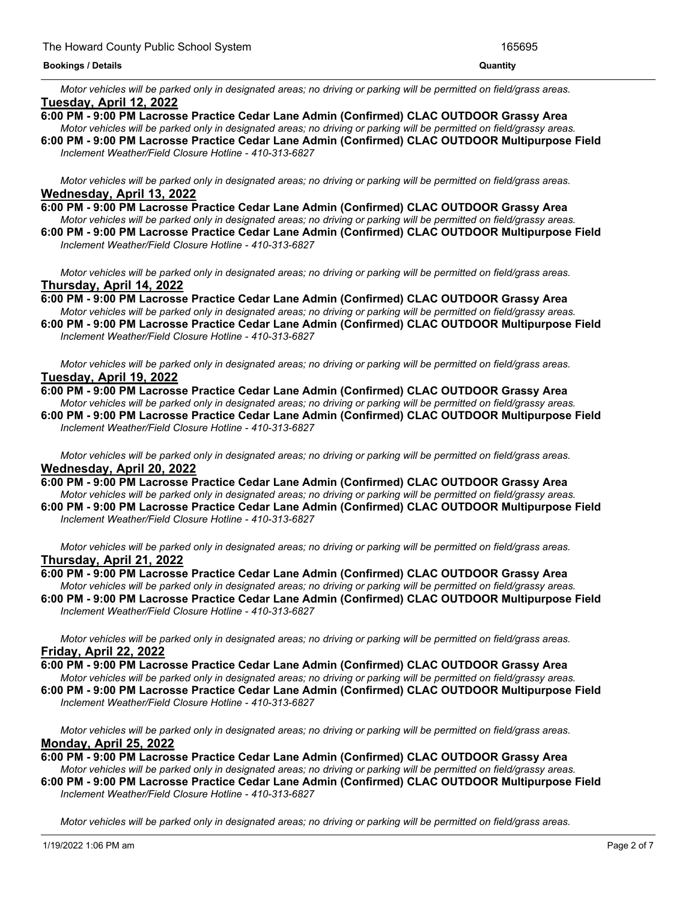*Motor vehicles will be parked only in designated areas; no driving or parking will be permitted on field/grass areas.*

**Tuesday, April 12, 2022**

**6:00 PM - 9:00 PM Lacrosse Practice Cedar Lane Admin (Confirmed) CLAC OUTDOOR Grassy Area**

*Motor vehicles will be parked only in designated areas; no driving or parking will be permitted on field/grassy areas.*

**6:00 PM - 9:00 PM Lacrosse Practice Cedar Lane Admin (Confirmed) CLAC OUTDOOR Multipurpose Field**

*Inclement Weather/Field Closure Hotline - 410-313-6827*

*Motor vehicles will be parked only in designated areas; no driving or parking will be permitted on field/grass areas.*

**Wednesday, April 13, 2022**

**6:00 PM - 9:00 PM Lacrosse Practice Cedar Lane Admin (Confirmed) CLAC OUTDOOR Grassy Area**

*Motor vehicles will be parked only in designated areas; no driving or parking will be permitted on field/grassy areas.*

**6:00 PM - 9:00 PM Lacrosse Practice Cedar Lane Admin (Confirmed) CLAC OUTDOOR Multipurpose Field**

*Inclement Weather/Field Closure Hotline - 410-313-6827*

*Motor vehicles will be parked only in designated areas; no driving or parking will be permitted on field/grass areas.*

**Thursday, April 14, 2022**

**6:00 PM - 9:00 PM Lacrosse Practice Cedar Lane Admin (Confirmed) CLAC OUTDOOR Grassy Area**

*Motor vehicles will be parked only in designated areas; no driving or parking will be permitted on field/grassy areas.*

**6:00 PM - 9:00 PM Lacrosse Practice Cedar Lane Admin (Confirmed) CLAC OUTDOOR Multipurpose Field**

*Inclement Weather/Field Closure Hotline - 410-313-6827*

*Motor vehicles will be parked only in designated areas; no driving or parking will be permitted on field/grass areas.*

**Tuesday, April 19, 2022**

**6:00 PM - 9:00 PM Lacrosse Practice Cedar Lane Admin (Confirmed) CLAC OUTDOOR Grassy Area**

*Motor vehicles will be parked only in designated areas; no driving or parking will be permitted on field/grassy areas.*

**6:00 PM - 9:00 PM Lacrosse Practice Cedar Lane Admin (Confirmed) CLAC OUTDOOR Multipurpose Field**

*Inclement Weather/Field Closure Hotline - 410-313-6827*

*Motor vehicles will be parked only in designated areas; no driving or parking will be permitted on field/grass areas.*

**Wednesday, April 20, 2022**

**6:00 PM - 9:00 PM Lacrosse Practice Cedar Lane Admin (Confirmed) CLAC OUTDOOR Grassy Area**

*Motor vehicles will be parked only in designated areas; no driving or parking will be permitted on field/grassy areas.*

**6:00 PM - 9:00 PM Lacrosse Practice Cedar Lane Admin (Confirmed) CLAC OUTDOOR Multipurpose Field**

*Inclement Weather/Field Closure Hotline - 410-313-6827*

*Motor vehicles will be parked only in designated areas; no driving or parking will be permitted on field/grass areas.*

**Thursday, April 21, 2022**

**6:00 PM - 9:00 PM Lacrosse Practice Cedar Lane Admin (Confirmed) CLAC OUTDOOR Grassy Area**

*Motor vehicles will be parked only in designated areas; no driving or parking will be permitted on field/grassy areas.*

**6:00 PM - 9:00 PM Lacrosse Practice Cedar Lane Admin (Confirmed) CLAC OUTDOOR Multipurpose Field**

*Inclement Weather/Field Closure Hotline - 410-313-6827*

*Motor vehicles will be parked only in designated areas; no driving or parking will be permitted on field/grass areas.*

**Friday, April 22, 2022**

**6:00 PM - 9:00 PM Lacrosse Practice Cedar Lane Admin (Confirmed) CLAC OUTDOOR Grassy Area**

*Motor vehicles will be parked only in designated areas; no driving or parking will be permitted on field/grassy areas.*

**6:00 PM - 9:00 PM Lacrosse Practice Cedar Lane Admin (Confirmed) CLAC OUTDOOR Multipurpose Field**

*Inclement Weather/Field Closure Hotline - 410-313-6827*

*Motor vehicles will be parked only in designated areas; no driving or parking will be permitted on field/grass areas.*

**Monday, April 25, 2022**

**6:00 PM - 9:00 PM Lacrosse Practice Cedar Lane Admin (Confirmed) CLAC OUTDOOR Grassy Area**

*Motor vehicles will be parked only in designated areas; no driving or parking will be permitted on field/grassy areas.*

**6:00 PM - 9:00 PM Lacrosse Practice Cedar Lane Admin (Confirmed) CLAC OUTDOOR Multipurpose Field**

*Inclement Weather/Field Closure Hotline - 410-313-6827*

*Motor vehicles will be parked only in designated areas; no driving or parking will be permitted on field/grass areas.*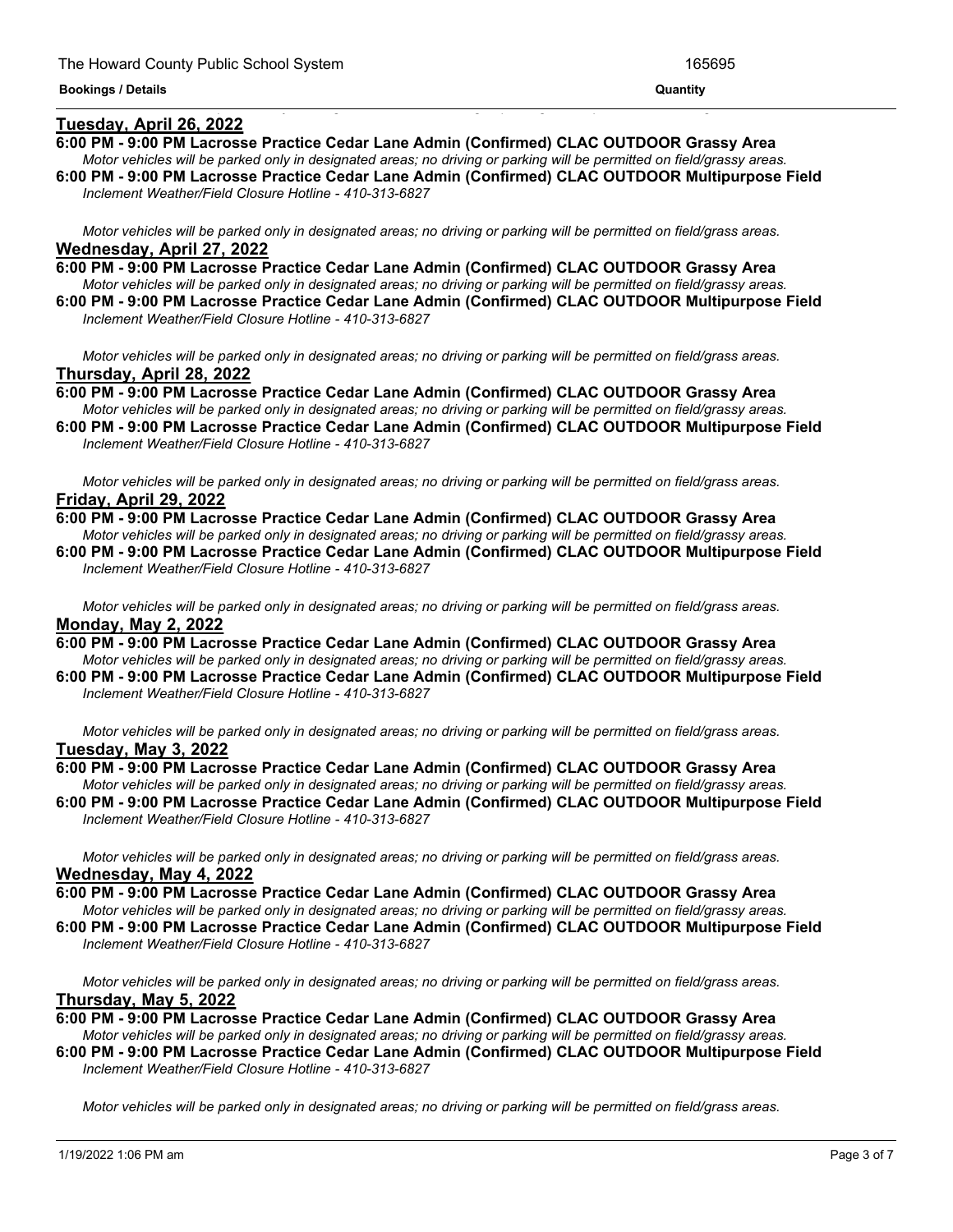**Bookings / Details** | **Quantity**

**Tuesday, April 26, 2022**

**6:00 PM - 9:00 PM Lacrosse Practice Cedar Lane Admin (Confirmed) CLAC OUTDOOR Grassy Area**
*Motor vehicles will be parked only in designated areas; no driving or parking will be permitted on field/grassy areas.*

**6:00 PM - 9:00 PM Lacrosse Practice Cedar Lane Admin (Confirmed) CLAC OUTDOOR Multipurpose Field**
*Inclement Weather/Field Closure Hotline - 410-313-6827*

*Motor vehicles will be parked only in designated areas; no driving or parking will be permitted on field/grass areas.*

**Wednesday, April 27, 2022**

**6:00 PM - 9:00 PM Lacrosse Practice Cedar Lane Admin (Confirmed) CLAC OUTDOOR Grassy Area**
*Motor vehicles will be parked only in designated areas; no driving or parking will be permitted on field/grassy areas.*

**6:00 PM - 9:00 PM Lacrosse Practice Cedar Lane Admin (Confirmed) CLAC OUTDOOR Multipurpose Field**
*Inclement Weather/Field Closure Hotline - 410-313-6827*

*Motor vehicles will be parked only in designated areas; no driving or parking will be permitted on field/grass areas.*

**Thursday, April 28, 2022**

**6:00 PM - 9:00 PM Lacrosse Practice Cedar Lane Admin (Confirmed) CLAC OUTDOOR Grassy Area**
*Motor vehicles will be parked only in designated areas; no driving or parking will be permitted on field/grassy areas.*

**6:00 PM - 9:00 PM Lacrosse Practice Cedar Lane Admin (Confirmed) CLAC OUTDOOR Multipurpose Field**
*Inclement Weather/Field Closure Hotline - 410-313-6827*

*Motor vehicles will be parked only in designated areas; no driving or parking will be permitted on field/grass areas.*

**Friday, April 29, 2022**

**6:00 PM - 9:00 PM Lacrosse Practice Cedar Lane Admin (Confirmed) CLAC OUTDOOR Grassy Area**
*Motor vehicles will be parked only in designated areas; no driving or parking will be permitted on field/grassy areas.*

**6:00 PM - 9:00 PM Lacrosse Practice Cedar Lane Admin (Confirmed) CLAC OUTDOOR Multipurpose Field**
*Inclement Weather/Field Closure Hotline - 410-313-6827*

*Motor vehicles will be parked only in designated areas; no driving or parking will be permitted on field/grass areas.*

**Monday, May 2, 2022**

**6:00 PM - 9:00 PM Lacrosse Practice Cedar Lane Admin (Confirmed) CLAC OUTDOOR Grassy Area**
*Motor vehicles will be parked only in designated areas; no driving or parking will be permitted on field/grassy areas.*

**6:00 PM - 9:00 PM Lacrosse Practice Cedar Lane Admin (Confirmed) CLAC OUTDOOR Multipurpose Field**
*Inclement Weather/Field Closure Hotline - 410-313-6827*

*Motor vehicles will be parked only in designated areas; no driving or parking will be permitted on field/grass areas.*

**Tuesday, May 3, 2022**

**6:00 PM - 9:00 PM Lacrosse Practice Cedar Lane Admin (Confirmed) CLAC OUTDOOR Grassy Area**
*Motor vehicles will be parked only in designated areas; no driving or parking will be permitted on field/grassy areas.*

**6:00 PM - 9:00 PM Lacrosse Practice Cedar Lane Admin (Confirmed) CLAC OUTDOOR Multipurpose Field**
*Inclement Weather/Field Closure Hotline - 410-313-6827*

*Motor vehicles will be parked only in designated areas; no driving or parking will be permitted on field/grass areas.*

**Wednesday, May 4, 2022**

**6:00 PM - 9:00 PM Lacrosse Practice Cedar Lane Admin (Confirmed) CLAC OUTDOOR Grassy Area**
*Motor vehicles will be parked only in designated areas; no driving or parking will be permitted on field/grassy areas.*

**6:00 PM - 9:00 PM Lacrosse Practice Cedar Lane Admin (Confirmed) CLAC OUTDOOR Multipurpose Field**
*Inclement Weather/Field Closure Hotline - 410-313-6827*

*Motor vehicles will be parked only in designated areas; no driving or parking will be permitted on field/grass areas.*

**Thursday, May 5, 2022**

**6:00 PM - 9:00 PM Lacrosse Practice Cedar Lane Admin (Confirmed) CLAC OUTDOOR Grassy Area**
*Motor vehicles will be parked only in designated areas; no driving or parking will be permitted on field/grassy areas.*

**6:00 PM - 9:00 PM Lacrosse Practice Cedar Lane Admin (Confirmed) CLAC OUTDOOR Multipurpose Field**
*Inclement Weather/Field Closure Hotline - 410-313-6827*

*Motor vehicles will be parked only in designated areas; no driving or parking will be permitted on field/grass areas.*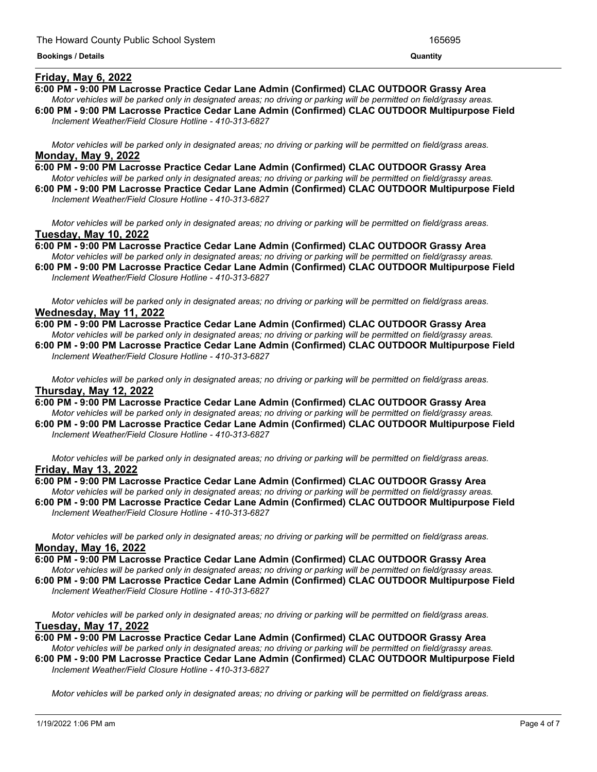## Friday, May 6, 2022

**6:00 PM - 9:00 PM Lacrosse Practice Cedar Lane Admin (Confirmed) CLAC OUTDOOR Grassy Area**

*Motor vehicles will be parked only in designated areas; no driving or parking will be permitted on field/grassy areas.*

**6:00 PM - 9:00 PM Lacrosse Practice Cedar Lane Admin (Confirmed) CLAC OUTDOOR Multipurpose Field**

*Inclement Weather/Field Closure Hotline - 410-313-6827*

*Motor vehicles will be parked only in designated areas; no driving or parking will be permitted on field/grass areas.*

## Monday, May 9, 2022

**6:00 PM - 9:00 PM Lacrosse Practice Cedar Lane Admin (Confirmed) CLAC OUTDOOR Grassy Area**

*Motor vehicles will be parked only in designated areas; no driving or parking will be permitted on field/grassy areas.*

**6:00 PM - 9:00 PM Lacrosse Practice Cedar Lane Admin (Confirmed) CLAC OUTDOOR Multipurpose Field**

*Inclement Weather/Field Closure Hotline - 410-313-6827*

*Motor vehicles will be parked only in designated areas; no driving or parking will be permitted on field/grass areas.*

## Tuesday, May 10, 2022

**6:00 PM - 9:00 PM Lacrosse Practice Cedar Lane Admin (Confirmed) CLAC OUTDOOR Grassy Area**

*Motor vehicles will be parked only in designated areas; no driving or parking will be permitted on field/grassy areas.*

**6:00 PM - 9:00 PM Lacrosse Practice Cedar Lane Admin (Confirmed) CLAC OUTDOOR Multipurpose Field**

*Inclement Weather/Field Closure Hotline - 410-313-6827*

*Motor vehicles will be parked only in designated areas; no driving or parking will be permitted on field/grass areas.*

## Wednesday, May 11, 2022

**6:00 PM - 9:00 PM Lacrosse Practice Cedar Lane Admin (Confirmed) CLAC OUTDOOR Grassy Area**

*Motor vehicles will be parked only in designated areas; no driving or parking will be permitted on field/grassy areas.*

**6:00 PM - 9:00 PM Lacrosse Practice Cedar Lane Admin (Confirmed) CLAC OUTDOOR Multipurpose Field**

*Inclement Weather/Field Closure Hotline - 410-313-6827*

*Motor vehicles will be parked only in designated areas; no driving or parking will be permitted on field/grass areas.*

## Thursday, May 12, 2022

**6:00 PM - 9:00 PM Lacrosse Practice Cedar Lane Admin (Confirmed) CLAC OUTDOOR Grassy Area**

*Motor vehicles will be parked only in designated areas; no driving or parking will be permitted on field/grassy areas.*

**6:00 PM - 9:00 PM Lacrosse Practice Cedar Lane Admin (Confirmed) CLAC OUTDOOR Multipurpose Field**

*Inclement Weather/Field Closure Hotline - 410-313-6827*

*Motor vehicles will be parked only in designated areas; no driving or parking will be permitted on field/grass areas.*

## Friday, May 13, 2022

**6:00 PM - 9:00 PM Lacrosse Practice Cedar Lane Admin (Confirmed) CLAC OUTDOOR Grassy Area**

*Motor vehicles will be parked only in designated areas; no driving or parking will be permitted on field/grassy areas.*

**6:00 PM - 9:00 PM Lacrosse Practice Cedar Lane Admin (Confirmed) CLAC OUTDOOR Multipurpose Field**

*Inclement Weather/Field Closure Hotline - 410-313-6827*

*Motor vehicles will be parked only in designated areas; no driving or parking will be permitted on field/grass areas.*

## Monday, May 16, 2022

**6:00 PM - 9:00 PM Lacrosse Practice Cedar Lane Admin (Confirmed) CLAC OUTDOOR Grassy Area**

*Motor vehicles will be parked only in designated areas; no driving or parking will be permitted on field/grassy areas.*

**6:00 PM - 9:00 PM Lacrosse Practice Cedar Lane Admin (Confirmed) CLAC OUTDOOR Multipurpose Field**

*Inclement Weather/Field Closure Hotline - 410-313-6827*

*Motor vehicles will be parked only in designated areas; no driving or parking will be permitted on field/grass areas.*

## Tuesday, May 17, 2022

**6:00 PM - 9:00 PM Lacrosse Practice Cedar Lane Admin (Confirmed) CLAC OUTDOOR Grassy Area**

*Motor vehicles will be parked only in designated areas; no driving or parking will be permitted on field/grassy areas.*

**6:00 PM - 9:00 PM Lacrosse Practice Cedar Lane Admin (Confirmed) CLAC OUTDOOR Multipurpose Field**

*Inclement Weather/Field Closure Hotline - 410-313-6827*

*Motor vehicles will be parked only in designated areas; no driving or parking will be permitted on field/grass areas.*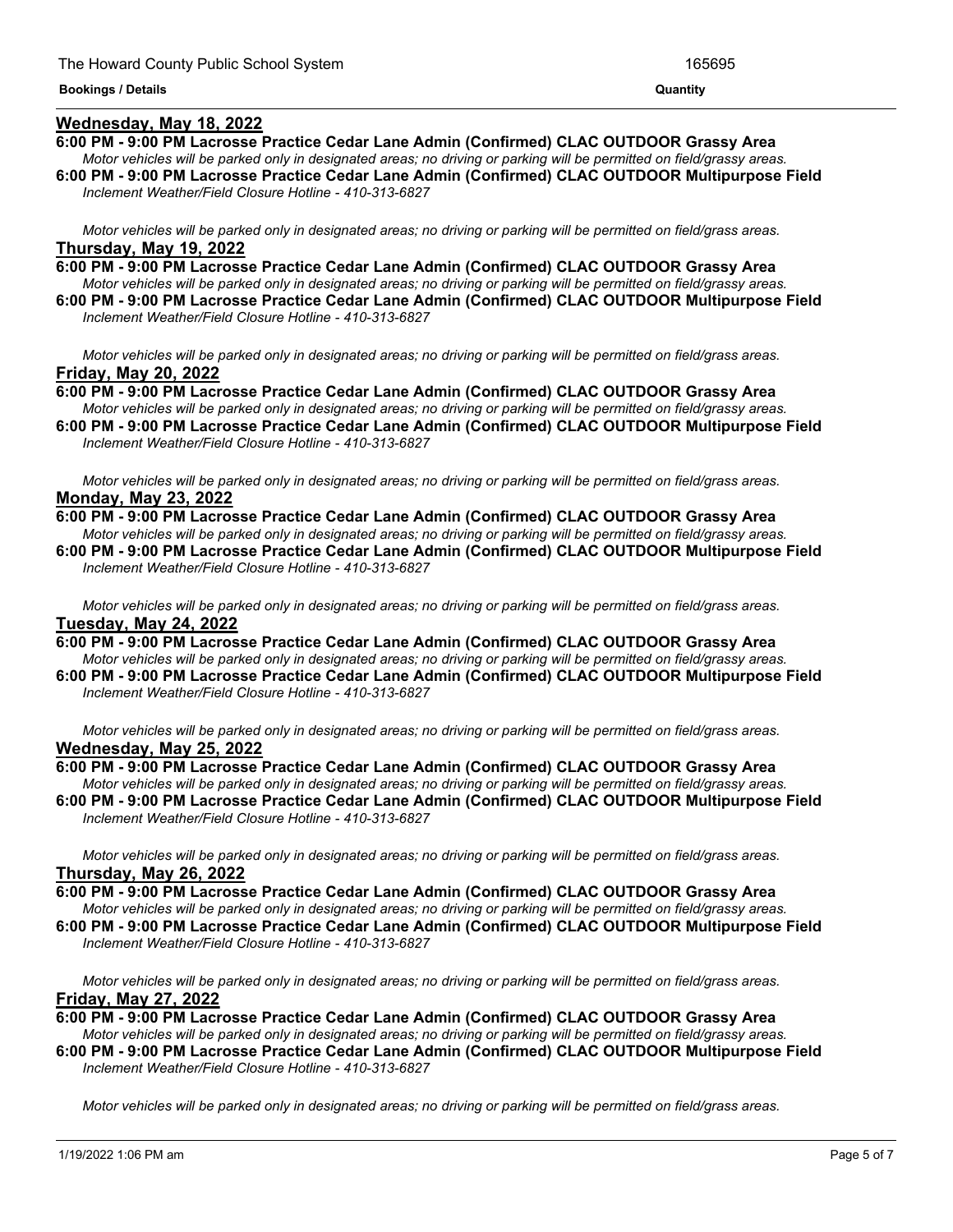**Bookings / Details** **Quantity**

**Wednesday, May 18, 2022**

**6:00 PM - 9:00 PM Lacrosse Practice Cedar Lane Admin (Confirmed) CLAC OUTDOOR Grassy Area**
*Motor vehicles will be parked only in designated areas; no driving or parking will be permitted on field/grassy areas.*

**6:00 PM - 9:00 PM Lacrosse Practice Cedar Lane Admin (Confirmed) CLAC OUTDOOR Multipurpose Field**
*Inclement Weather/Field Closure Hotline - 410-313-6827*

*Motor vehicles will be parked only in designated areas; no driving or parking will be permitted on field/grass areas.*

**Thursday, May 19, 2022**

**6:00 PM - 9:00 PM Lacrosse Practice Cedar Lane Admin (Confirmed) CLAC OUTDOOR Grassy Area**
*Motor vehicles will be parked only in designated areas; no driving or parking will be permitted on field/grassy areas.*

**6:00 PM - 9:00 PM Lacrosse Practice Cedar Lane Admin (Confirmed) CLAC OUTDOOR Multipurpose Field**
*Inclement Weather/Field Closure Hotline - 410-313-6827*

*Motor vehicles will be parked only in designated areas; no driving or parking will be permitted on field/grass areas.*

**Friday, May 20, 2022**

**6:00 PM - 9:00 PM Lacrosse Practice Cedar Lane Admin (Confirmed) CLAC OUTDOOR Grassy Area**
*Motor vehicles will be parked only in designated areas; no driving or parking will be permitted on field/grassy areas.*

**6:00 PM - 9:00 PM Lacrosse Practice Cedar Lane Admin (Confirmed) CLAC OUTDOOR Multipurpose Field**
*Inclement Weather/Field Closure Hotline - 410-313-6827*

*Motor vehicles will be parked only in designated areas; no driving or parking will be permitted on field/grass areas.*

**Monday, May 23, 2022**

**6:00 PM - 9:00 PM Lacrosse Practice Cedar Lane Admin (Confirmed) CLAC OUTDOOR Grassy Area**
*Motor vehicles will be parked only in designated areas; no driving or parking will be permitted on field/grassy areas.*

**6:00 PM - 9:00 PM Lacrosse Practice Cedar Lane Admin (Confirmed) CLAC OUTDOOR Multipurpose Field**
*Inclement Weather/Field Closure Hotline - 410-313-6827*

*Motor vehicles will be parked only in designated areas; no driving or parking will be permitted on field/grass areas.*

**Tuesday, May 24, 2022**

**6:00 PM - 9:00 PM Lacrosse Practice Cedar Lane Admin (Confirmed) CLAC OUTDOOR Grassy Area**
*Motor vehicles will be parked only in designated areas; no driving or parking will be permitted on field/grassy areas.*

**6:00 PM - 9:00 PM Lacrosse Practice Cedar Lane Admin (Confirmed) CLAC OUTDOOR Multipurpose Field**
*Inclement Weather/Field Closure Hotline - 410-313-6827*

*Motor vehicles will be parked only in designated areas; no driving or parking will be permitted on field/grass areas.*

**Wednesday, May 25, 2022**

**6:00 PM - 9:00 PM Lacrosse Practice Cedar Lane Admin (Confirmed) CLAC OUTDOOR Grassy Area**
*Motor vehicles will be parked only in designated areas; no driving or parking will be permitted on field/grassy areas.*

**6:00 PM - 9:00 PM Lacrosse Practice Cedar Lane Admin (Confirmed) CLAC OUTDOOR Multipurpose Field**
*Inclement Weather/Field Closure Hotline - 410-313-6827*

*Motor vehicles will be parked only in designated areas; no driving or parking will be permitted on field/grass areas.*

**Thursday, May 26, 2022**

**6:00 PM - 9:00 PM Lacrosse Practice Cedar Lane Admin (Confirmed) CLAC OUTDOOR Grassy Area**
*Motor vehicles will be parked only in designated areas; no driving or parking will be permitted on field/grassy areas.*

**6:00 PM - 9:00 PM Lacrosse Practice Cedar Lane Admin (Confirmed) CLAC OUTDOOR Multipurpose Field**
*Inclement Weather/Field Closure Hotline - 410-313-6827*

*Motor vehicles will be parked only in designated areas; no driving or parking will be permitted on field/grass areas.*

**Friday, May 27, 2022**

**6:00 PM - 9:00 PM Lacrosse Practice Cedar Lane Admin (Confirmed) CLAC OUTDOOR Grassy Area**
*Motor vehicles will be parked only in designated areas; no driving or parking will be permitted on field/grassy areas.*

**6:00 PM - 9:00 PM Lacrosse Practice Cedar Lane Admin (Confirmed) CLAC OUTDOOR Multipurpose Field**
*Inclement Weather/Field Closure Hotline - 410-313-6827*

*Motor vehicles will be parked only in designated areas; no driving or parking will be permitted on field/grass areas.*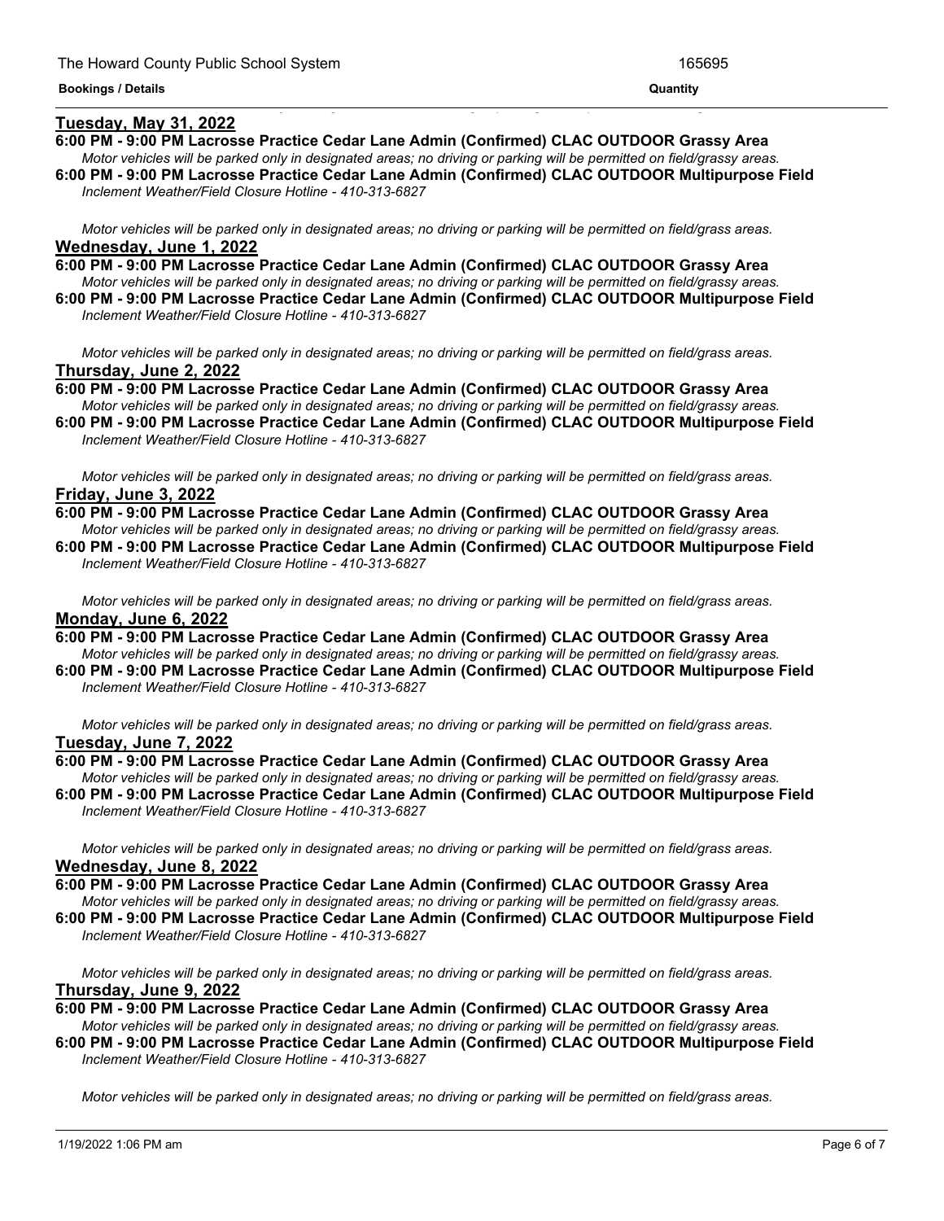**Bookings / Details** | **Quantity**

<u>**Tuesday, May 31, 2022**</u>

**6:00 PM - 9:00 PM Lacrosse Practice Cedar Lane Admin (Confirmed) CLAC OUTDOOR Grassy Area**
*Motor vehicles will be parked only in designated areas; no driving or parking will be permitted on field/grassy areas.*

**6:00 PM - 9:00 PM Lacrosse Practice Cedar Lane Admin (Confirmed) CLAC OUTDOOR Multipurpose Field**
*Inclement Weather/Field Closure Hotline - 410-313-6827*

*Motor vehicles will be parked only in designated areas; no driving or parking will be permitted on field/grass areas.*

<u>**Wednesday, June 1, 2022**</u>

**6:00 PM - 9:00 PM Lacrosse Practice Cedar Lane Admin (Confirmed) CLAC OUTDOOR Grassy Area**
*Motor vehicles will be parked only in designated areas; no driving or parking will be permitted on field/grassy areas.*

**6:00 PM - 9:00 PM Lacrosse Practice Cedar Lane Admin (Confirmed) CLAC OUTDOOR Multipurpose Field**
*Inclement Weather/Field Closure Hotline - 410-313-6827*

*Motor vehicles will be parked only in designated areas; no driving or parking will be permitted on field/grass areas.*

<u>**Thursday, June 2, 2022**</u>

**6:00 PM - 9:00 PM Lacrosse Practice Cedar Lane Admin (Confirmed) CLAC OUTDOOR Grassy Area**
*Motor vehicles will be parked only in designated areas; no driving or parking will be permitted on field/grassy areas.*

**6:00 PM - 9:00 PM Lacrosse Practice Cedar Lane Admin (Confirmed) CLAC OUTDOOR Multipurpose Field**
*Inclement Weather/Field Closure Hotline - 410-313-6827*

*Motor vehicles will be parked only in designated areas; no driving or parking will be permitted on field/grass areas.*

<u>**Friday, June 3, 2022**</u>

**6:00 PM - 9:00 PM Lacrosse Practice Cedar Lane Admin (Confirmed) CLAC OUTDOOR Grassy Area**
*Motor vehicles will be parked only in designated areas; no driving or parking will be permitted on field/grassy areas.*

**6:00 PM - 9:00 PM Lacrosse Practice Cedar Lane Admin (Confirmed) CLAC OUTDOOR Multipurpose Field**
*Inclement Weather/Field Closure Hotline - 410-313-6827*

*Motor vehicles will be parked only in designated areas; no driving or parking will be permitted on field/grass areas.*

<u>**Monday, June 6, 2022**</u>

**6:00 PM - 9:00 PM Lacrosse Practice Cedar Lane Admin (Confirmed) CLAC OUTDOOR Grassy Area**
*Motor vehicles will be parked only in designated areas; no driving or parking will be permitted on field/grassy areas.*

**6:00 PM - 9:00 PM Lacrosse Practice Cedar Lane Admin (Confirmed) CLAC OUTDOOR Multipurpose Field**
*Inclement Weather/Field Closure Hotline - 410-313-6827*

*Motor vehicles will be parked only in designated areas; no driving or parking will be permitted on field/grass areas.*

<u>**Tuesday, June 7, 2022**</u>

**6:00 PM - 9:00 PM Lacrosse Practice Cedar Lane Admin (Confirmed) CLAC OUTDOOR Grassy Area**
*Motor vehicles will be parked only in designated areas; no driving or parking will be permitted on field/grassy areas.*

**6:00 PM - 9:00 PM Lacrosse Practice Cedar Lane Admin (Confirmed) CLAC OUTDOOR Multipurpose Field**
*Inclement Weather/Field Closure Hotline - 410-313-6827*

*Motor vehicles will be parked only in designated areas; no driving or parking will be permitted on field/grass areas.*

<u>**Wednesday, June 8, 2022**</u>

**6:00 PM - 9:00 PM Lacrosse Practice Cedar Lane Admin (Confirmed) CLAC OUTDOOR Grassy Area**
*Motor vehicles will be parked only in designated areas; no driving or parking will be permitted on field/grassy areas.*

**6:00 PM - 9:00 PM Lacrosse Practice Cedar Lane Admin (Confirmed) CLAC OUTDOOR Multipurpose Field**
*Inclement Weather/Field Closure Hotline - 410-313-6827*

*Motor vehicles will be parked only in designated areas; no driving or parking will be permitted on field/grass areas.*

<u>**Thursday, June 9, 2022**</u>

**6:00 PM - 9:00 PM Lacrosse Practice Cedar Lane Admin (Confirmed) CLAC OUTDOOR Grassy Area**
*Motor vehicles will be parked only in designated areas; no driving or parking will be permitted on field/grassy areas.*

**6:00 PM - 9:00 PM Lacrosse Practice Cedar Lane Admin (Confirmed) CLAC OUTDOOR Multipurpose Field**
*Inclement Weather/Field Closure Hotline - 410-313-6827*

*Motor vehicles will be parked only in designated areas; no driving or parking will be permitted on field/grass areas.*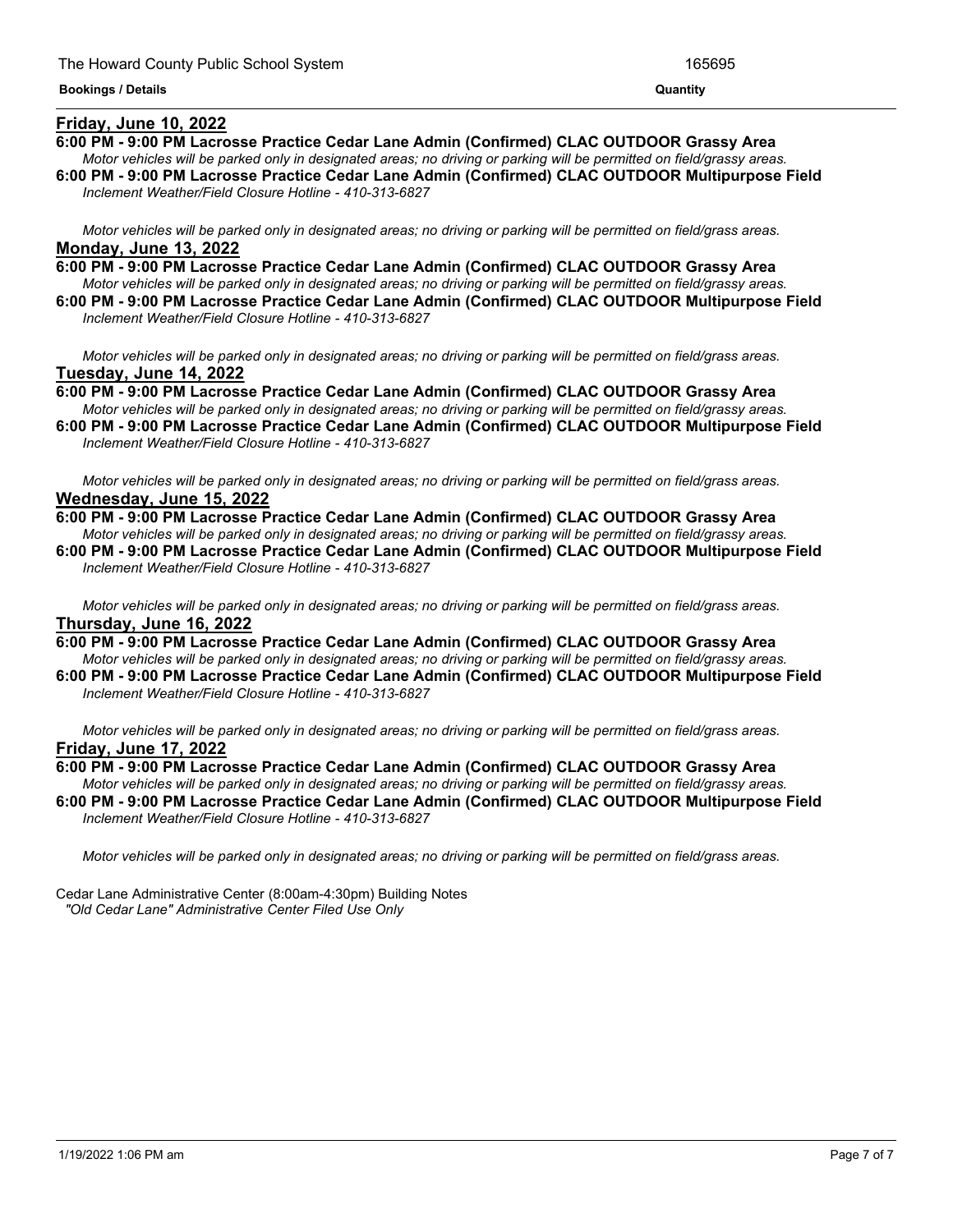**Bookings / Details** **Quantity**

## Friday, June 10, 2022

**6:00 PM - 9:00 PM Lacrosse Practice Cedar Lane Admin (Confirmed) CLAC OUTDOOR Grassy Area**
*Motor vehicles will be parked only in designated areas; no driving or parking will be permitted on field/grassy areas.*

**6:00 PM - 9:00 PM Lacrosse Practice Cedar Lane Admin (Confirmed) CLAC OUTDOOR Multipurpose Field**
*Inclement Weather/Field Closure Hotline - 410-313-6827*

*Motor vehicles will be parked only in designated areas; no driving or parking will be permitted on field/grass areas.*

## Monday, June 13, 2022

**6:00 PM - 9:00 PM Lacrosse Practice Cedar Lane Admin (Confirmed) CLAC OUTDOOR Grassy Area**
*Motor vehicles will be parked only in designated areas; no driving or parking will be permitted on field/grassy areas.*

**6:00 PM - 9:00 PM Lacrosse Practice Cedar Lane Admin (Confirmed) CLAC OUTDOOR Multipurpose Field**
*Inclement Weather/Field Closure Hotline - 410-313-6827*

*Motor vehicles will be parked only in designated areas; no driving or parking will be permitted on field/grass areas.*

## Tuesday, June 14, 2022

**6:00 PM - 9:00 PM Lacrosse Practice Cedar Lane Admin (Confirmed) CLAC OUTDOOR Grassy Area**
*Motor vehicles will be parked only in designated areas; no driving or parking will be permitted on field/grassy areas.*

**6:00 PM - 9:00 PM Lacrosse Practice Cedar Lane Admin (Confirmed) CLAC OUTDOOR Multipurpose Field**
*Inclement Weather/Field Closure Hotline - 410-313-6827*

*Motor vehicles will be parked only in designated areas; no driving or parking will be permitted on field/grass areas.*

## Wednesday, June 15, 2022

**6:00 PM - 9:00 PM Lacrosse Practice Cedar Lane Admin (Confirmed) CLAC OUTDOOR Grassy Area**
*Motor vehicles will be parked only in designated areas; no driving or parking will be permitted on field/grassy areas.*

**6:00 PM - 9:00 PM Lacrosse Practice Cedar Lane Admin (Confirmed) CLAC OUTDOOR Multipurpose Field**
*Inclement Weather/Field Closure Hotline - 410-313-6827*

*Motor vehicles will be parked only in designated areas; no driving or parking will be permitted on field/grass areas.*

## Thursday, June 16, 2022

**6:00 PM - 9:00 PM Lacrosse Practice Cedar Lane Admin (Confirmed) CLAC OUTDOOR Grassy Area**
*Motor vehicles will be parked only in designated areas; no driving or parking will be permitted on field/grassy areas.*

**6:00 PM - 9:00 PM Lacrosse Practice Cedar Lane Admin (Confirmed) CLAC OUTDOOR Multipurpose Field**
*Inclement Weather/Field Closure Hotline - 410-313-6827*

*Motor vehicles will be parked only in designated areas; no driving or parking will be permitted on field/grass areas.*

## Friday, June 17, 2022

**6:00 PM - 9:00 PM Lacrosse Practice Cedar Lane Admin (Confirmed) CLAC OUTDOOR Grassy Area**
*Motor vehicles will be parked only in designated areas; no driving or parking will be permitted on field/grassy areas.*

**6:00 PM - 9:00 PM Lacrosse Practice Cedar Lane Admin (Confirmed) CLAC OUTDOOR Multipurpose Field**
*Inclement Weather/Field Closure Hotline - 410-313-6827*

*Motor vehicles will be parked only in designated areas; no driving or parking will be permitted on field/grass areas.*

Cedar Lane Administrative Center (8:00am-4:30pm) Building Notes
*"Old Cedar Lane" Administrative Center Filed Use Only*